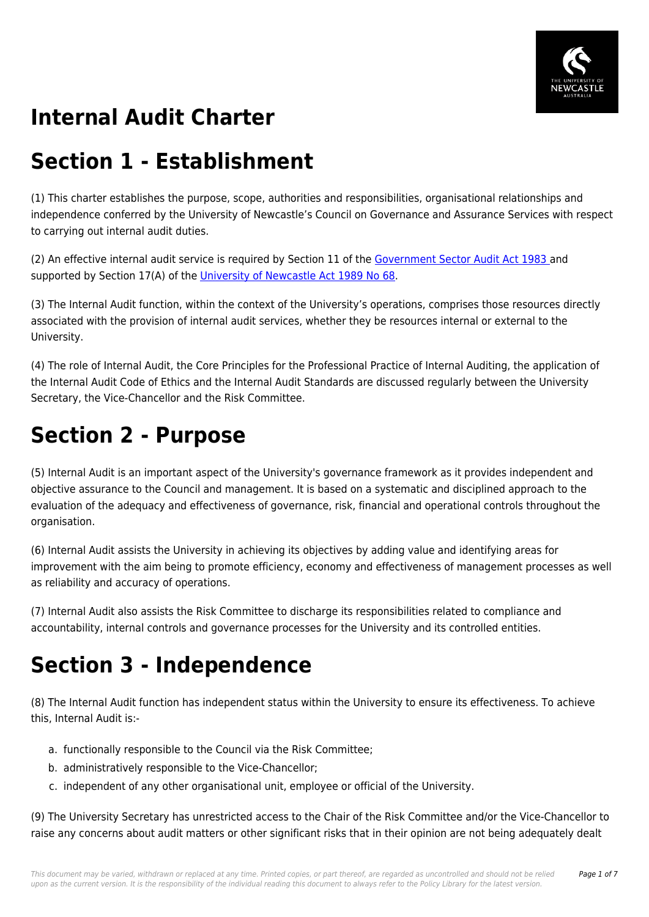# Internal Audit Charter

# Section 1 - Establishment

(1) This charter establishes the purpose, scope, authorities and responsibilities, organisational relationships and independence conferred by the University of Newcastle's Council on Governance and Assurance Services with respect to carrying out internal audit duties.

(2) An effective internal audit service is required by Section 11 of the Government Sector Audit Act 1983 and supported by Section 17(A) of the University of Newcastle Act 1989 No 68.

(3) The Internal Audit function, within the context of the University's operations, comprises those resources directly associated with the provision of internal audit services, whether they be resources internal or external to the University.

(4) The role of Internal Audit, the Core Principles for the Professional Practice of Internal Auditing, the application of the Internal Audit Code of Ethics and the Internal Audit Standards are discussed regularly between the University Secretary, the Vice-Chancellor and the Risk Committee.

# Section 2 - Purpose

(5) Internal Audit is an important aspect of the University's governance framework as it provides independent and objective assurance to the Council and management. It is based on a systematic and disciplined approach to the evaluation of the adequacy and effectiveness of governance, risk, financial and operational controls throughout the organisation.

(6) Internal Audit assists the University in achieving its objectives by adding value and identifying areas for improvement with the aim being to promote efficiency, economy and effectiveness of management processes as well as reliability and accuracy of operations.

(7) Internal Audit also assists the Risk Committee to discharge its responsibilities related to compliance and accountability, internal controls and governance processes for the University and its controlled entities.

# Section 3 - Independence

(8) The Internal Audit function has independent status within the University to ensure its effectiveness. To achieve this, Internal Audit is:-

a. functionally responsible to the Council via the Risk Committee;
b. administratively responsible to the Vice-Chancellor;
c. independent of any other organisational unit, employee or official of the University.

(9) The University Secretary has unrestricted access to the Chair of the Risk Committee and/or the Vice-Chancellor to raise any concerns about audit matters or other significant risks that in their opinion are not being adequately dealt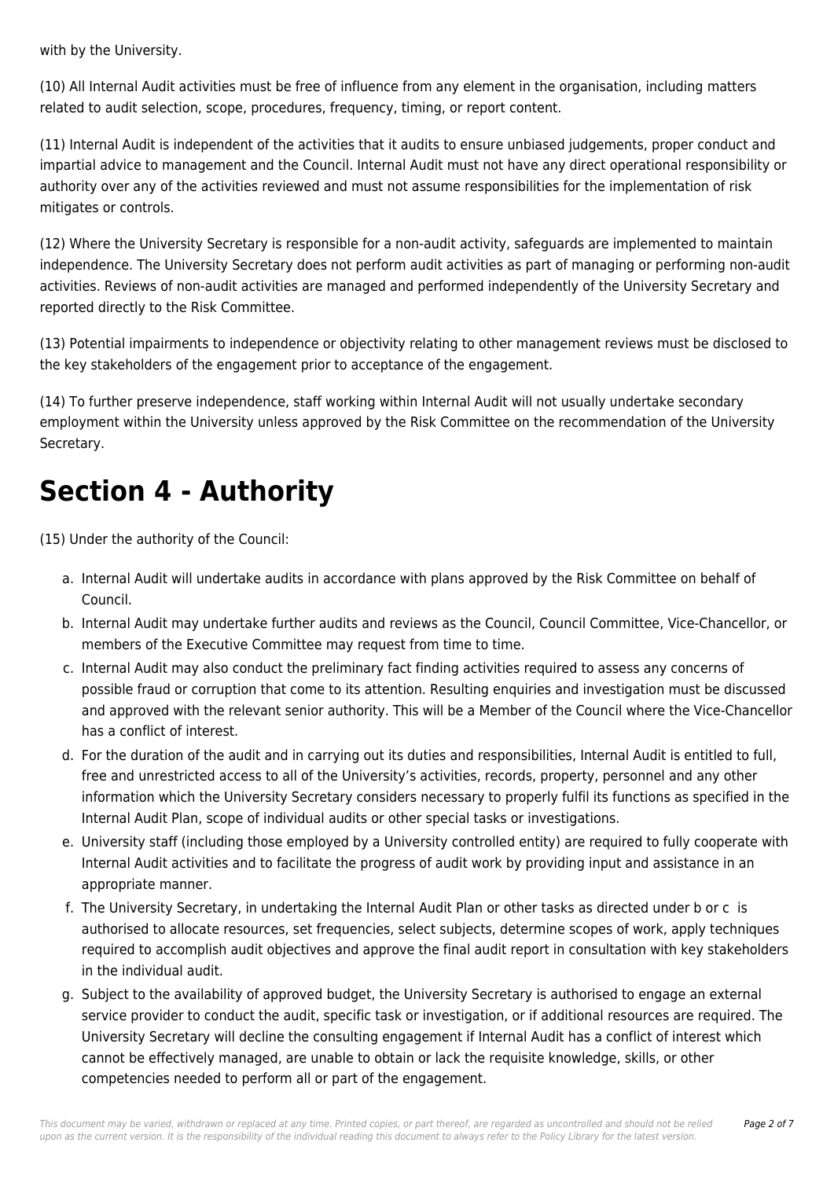with by the University.

(10) All Internal Audit activities must be free of influence from any element in the organisation, including matters related to audit selection, scope, procedures, frequency, timing, or report content.

(11) Internal Audit is independent of the activities that it audits to ensure unbiased judgements, proper conduct and impartial advice to management and the Council. Internal Audit must not have any direct operational responsibility or authority over any of the activities reviewed and must not assume responsibilities for the implementation of risk mitigates or controls.

(12) Where the University Secretary is responsible for a non-audit activity, safeguards are implemented to maintain independence. The University Secretary does not perform audit activities as part of managing or performing non-audit activities. Reviews of non-audit activities are managed and performed independently of the University Secretary and reported directly to the Risk Committee.

(13) Potential impairments to independence or objectivity relating to other management reviews must be disclosed to the key stakeholders of the engagement prior to acceptance of the engagement.

(14) To further preserve independence, staff working within Internal Audit will not usually undertake secondary employment within the University unless approved by the Risk Committee on the recommendation of the University Secretary.

# Section 4 - Authority

(15) Under the authority of the Council:

a. Internal Audit will undertake audits in accordance with plans approved by the Risk Committee on behalf of Council.
b. Internal Audit may undertake further audits and reviews as the Council, Council Committee, Vice-Chancellor, or members of the Executive Committee may request from time to time.
c. Internal Audit may also conduct the preliminary fact finding activities required to assess any concerns of possible fraud or corruption that come to its attention. Resulting enquiries and investigation must be discussed and approved with the relevant senior authority. This will be a Member of the Council where the Vice-Chancellor has a conflict of interest.
d. For the duration of the audit and in carrying out its duties and responsibilities, Internal Audit is entitled to full, free and unrestricted access to all of the University's activities, records, property, personnel and any other information which the University Secretary considers necessary to properly fulfil its functions as specified in the Internal Audit Plan, scope of individual audits or other special tasks or investigations.
e. University staff (including those employed by a University controlled entity) are required to fully cooperate with Internal Audit activities and to facilitate the progress of audit work by providing input and assistance in an appropriate manner.
f. The University Secretary, in undertaking the Internal Audit Plan or other tasks as directed under b or c is authorised to allocate resources, set frequencies, select subjects, determine scopes of work, apply techniques required to accomplish audit objectives and approve the final audit report in consultation with key stakeholders in the individual audit.
g. Subject to the availability of approved budget, the University Secretary is authorised to engage an external service provider to conduct the audit, specific task or investigation, or if additional resources are required. The University Secretary will decline the consulting engagement if Internal Audit has a conflict of interest which cannot be effectively managed, are unable to obtain or lack the requisite knowledge, skills, or other competencies needed to perform all or part of the engagement.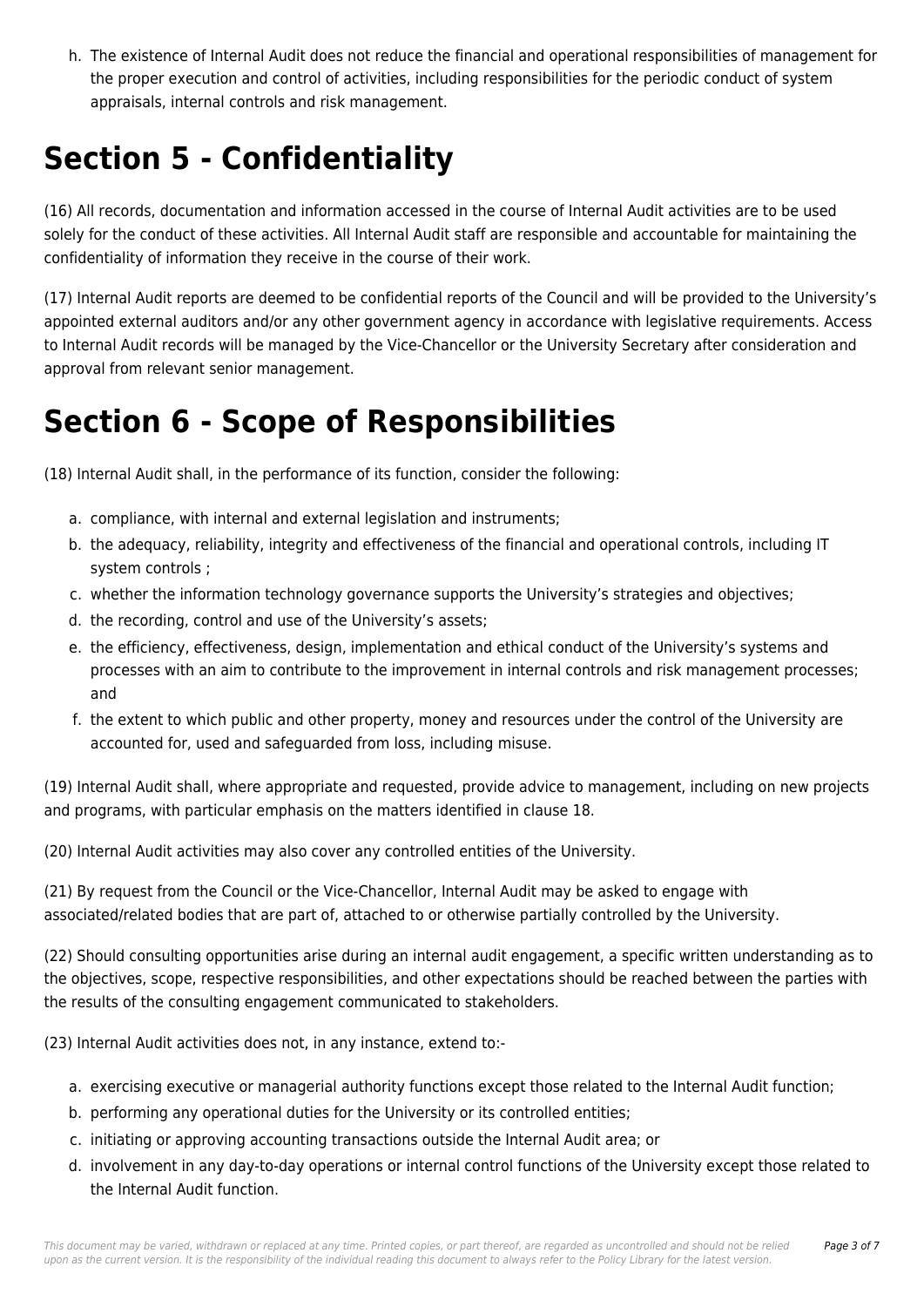h. The existence of Internal Audit does not reduce the financial and operational responsibilities of management for the proper execution and control of activities, including responsibilities for the periodic conduct of system appraisals, internal controls and risk management.

# Section 5 - Confidentiality

(16) All records, documentation and information accessed in the course of Internal Audit activities are to be used solely for the conduct of these activities. All Internal Audit staff are responsible and accountable for maintaining the confidentiality of information they receive in the course of their work.

(17) Internal Audit reports are deemed to be confidential reports of the Council and will be provided to the University's appointed external auditors and/or any other government agency in accordance with legislative requirements. Access to Internal Audit records will be managed by the Vice-Chancellor or the University Secretary after consideration and approval from relevant senior management.

# Section 6 - Scope of Responsibilities

(18) Internal Audit shall, in the performance of its function, consider the following:

a. compliance, with internal and external legislation and instruments;
b. the adequacy, reliability, integrity and effectiveness of the financial and operational controls, including IT system controls ;
c. whether the information technology governance supports the University's strategies and objectives;
d. the recording, control and use of the University's assets;
e. the efficiency, effectiveness, design, implementation and ethical conduct of the University's systems and processes with an aim to contribute to the improvement in internal controls and risk management processes; and
f. the extent to which public and other property, money and resources under the control of the University are accounted for, used and safeguarded from loss, including misuse.

(19) Internal Audit shall, where appropriate and requested, provide advice to management, including on new projects and programs, with particular emphasis on the matters identified in clause 18.

(20) Internal Audit activities may also cover any controlled entities of the University.

(21) By request from the Council or the Vice-Chancellor, Internal Audit may be asked to engage with associated/related bodies that are part of, attached to or otherwise partially controlled by the University.

(22) Should consulting opportunities arise during an internal audit engagement, a specific written understanding as to the objectives, scope, respective responsibilities, and other expectations should be reached between the parties with the results of the consulting engagement communicated to stakeholders.

(23) Internal Audit activities does not, in any instance, extend to:-

a. exercising executive or managerial authority functions except those related to the Internal Audit function;
b. performing any operational duties for the University or its controlled entities;
c. initiating or approving accounting transactions outside the Internal Audit area; or
d. involvement in any day-to-day operations or internal control functions of the University except those related to the Internal Audit function.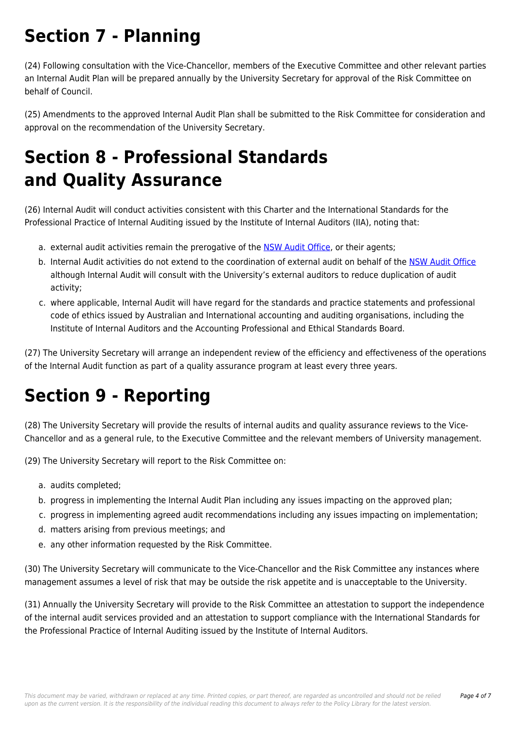# Section 7 - Planning

(24) Following consultation with the Vice-Chancellor, members of the Executive Committee and other relevant parties an Internal Audit Plan will be prepared annually by the University Secretary for approval of the Risk Committee on behalf of Council.

(25) Amendments to the approved Internal Audit Plan shall be submitted to the Risk Committee for consideration and approval on the recommendation of the University Secretary.

# Section 8 - Professional Standards and Quality Assurance

(26) Internal Audit will conduct activities consistent with this Charter and the International Standards for the Professional Practice of Internal Auditing issued by the Institute of Internal Auditors (IIA), noting that:

a. external audit activities remain the prerogative of the NSW Audit Office, or their agents;
b. Internal Audit activities do not extend to the coordination of external audit on behalf of the NSW Audit Office although Internal Audit will consult with the University's external auditors to reduce duplication of audit activity;
c. where applicable, Internal Audit will have regard for the standards and practice statements and professional code of ethics issued by Australian and International accounting and auditing organisations, including the Institute of Internal Auditors and the Accounting Professional and Ethical Standards Board.

(27) The University Secretary will arrange an independent review of the efficiency and effectiveness of the operations of the Internal Audit function as part of a quality assurance program at least every three years.

# Section 9 - Reporting

(28) The University Secretary will provide the results of internal audits and quality assurance reviews to the Vice-Chancellor and as a general rule, to the Executive Committee and the relevant members of University management.

(29) The University Secretary will report to the Risk Committee on:

a. audits completed;
b. progress in implementing the Internal Audit Plan including any issues impacting on the approved plan;
c. progress in implementing agreed audit recommendations including any issues impacting on implementation;
d. matters arising from previous meetings; and
e. any other information requested by the Risk Committee.

(30) The University Secretary will communicate to the Vice-Chancellor and the Risk Committee any instances where management assumes a level of risk that may be outside the risk appetite and is unacceptable to the University.

(31) Annually the University Secretary will provide to the Risk Committee an attestation to support the independence of the internal audit services provided and an attestation to support compliance with the International Standards for the Professional Practice of Internal Auditing issued by the Institute of Internal Auditors.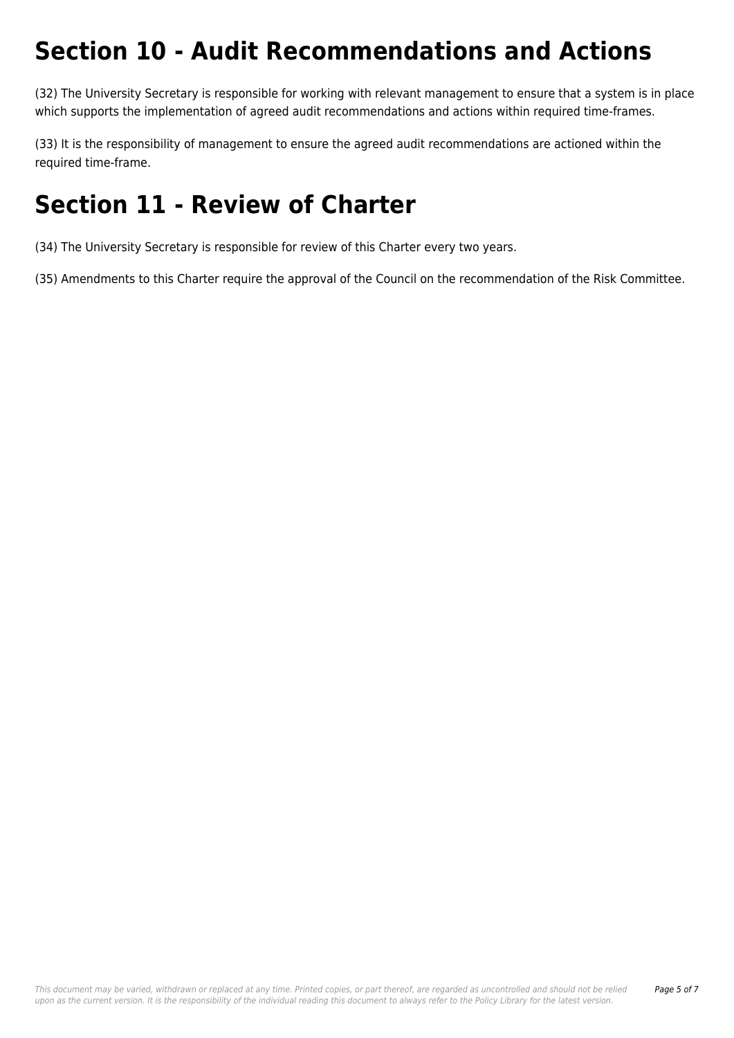# Section 10 - Audit Recommendations and Actions

(32) The University Secretary is responsible for working with relevant management to ensure that a system is in place which supports the implementation of agreed audit recommendations and actions within required time-frames.

(33) It is the responsibility of management to ensure the agreed audit recommendations are actioned within the required time-frame.

# Section 11 - Review of Charter

(34) The University Secretary is responsible for review of this Charter every two years.

(35) Amendments to this Charter require the approval of the Council on the recommendation of the Risk Committee.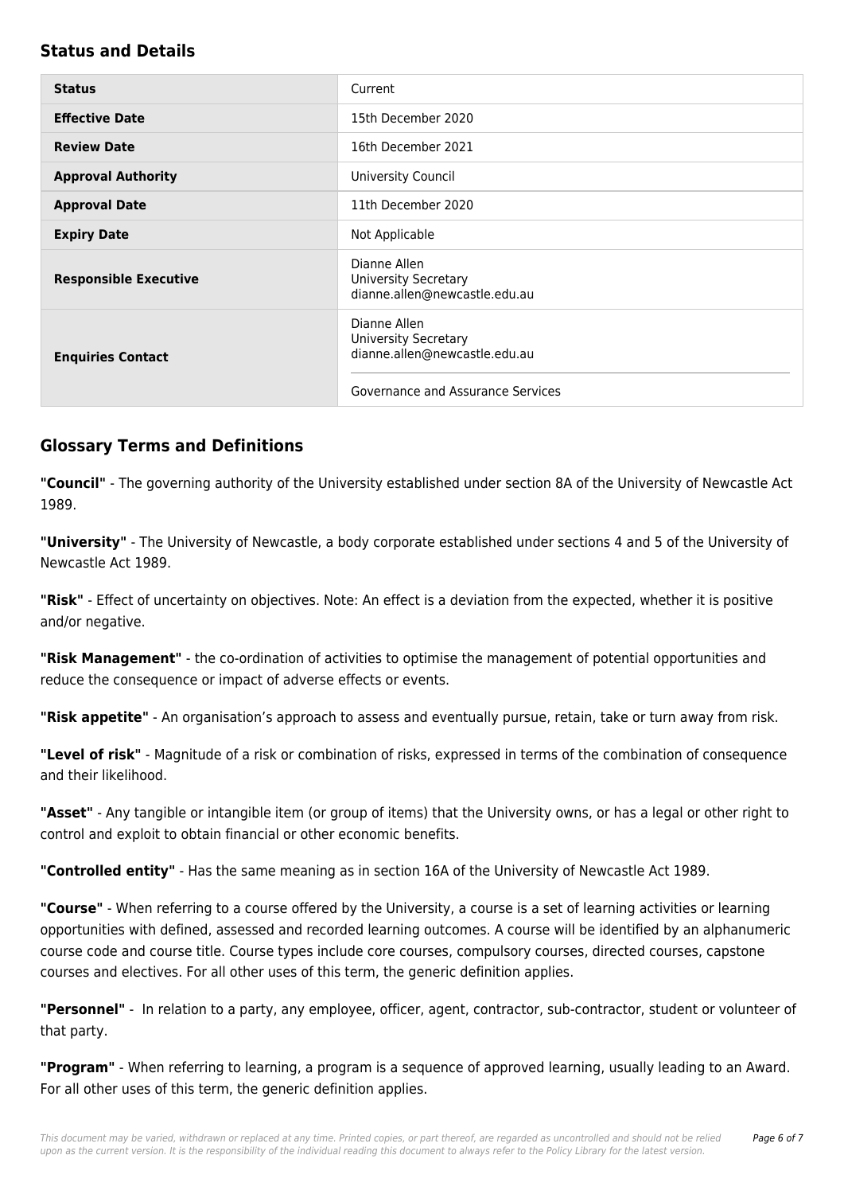## Status and Details

| | |
|---|---|
| **Status** | Current |
| **Effective Date** | 15th December 2020 |
| **Review Date** | 16th December 2021 |
| **Approval Authority** | University Council |
| **Approval Date** | 11th December 2020 |
| **Expiry Date** | Not Applicable |
| **Responsible Executive** | Dianne Allen<br>University Secretary<br>dianne.allen@newcastle.edu.au |
| **Enquiries Contact** | Dianne Allen<br>University Secretary<br>dianne.allen@newcastle.edu.au<br><br>Governance and Assurance Services |

## Glossary Terms and Definitions

**"Council"** - The governing authority of the University established under section 8A of the University of Newcastle Act 1989.

**"University"** - The University of Newcastle, a body corporate established under sections 4 and 5 of the University of Newcastle Act 1989.

**"Risk"** - Effect of uncertainty on objectives. Note: An effect is a deviation from the expected, whether it is positive and/or negative.

**"Risk Management"** - the co-ordination of activities to optimise the management of potential opportunities and reduce the consequence or impact of adverse effects or events.

**"Risk appetite"** - An organisation's approach to assess and eventually pursue, retain, take or turn away from risk.

**"Level of risk"** - Magnitude of a risk or combination of risks, expressed in terms of the combination of consequence and their likelihood.

**"Asset"** - Any tangible or intangible item (or group of items) that the University owns, or has a legal or other right to control and exploit to obtain financial or other economic benefits.

**"Controlled entity"** - Has the same meaning as in section 16A of the University of Newcastle Act 1989.

**"Course"** - When referring to a course offered by the University, a course is a set of learning activities or learning opportunities with defined, assessed and recorded learning outcomes. A course will be identified by an alphanumeric course code and course title. Course types include core courses, compulsory courses, directed courses, capstone courses and electives. For all other uses of this term, the generic definition applies.

**"Personnel"** - In relation to a party, any employee, officer, agent, contractor, sub-contractor, student or volunteer of that party.

**"Program"** - When referring to learning, a program is a sequence of approved learning, usually leading to an Award. For all other uses of this term, the generic definition applies.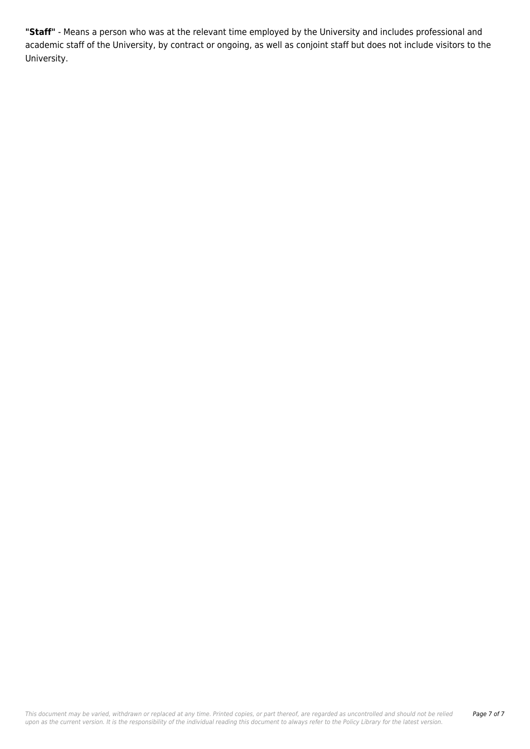**"Staff"** - Means a person who was at the relevant time employed by the University and includes professional and academic staff of the University, by contract or ongoing, as well as conjoint staff but does not include visitors to the University.